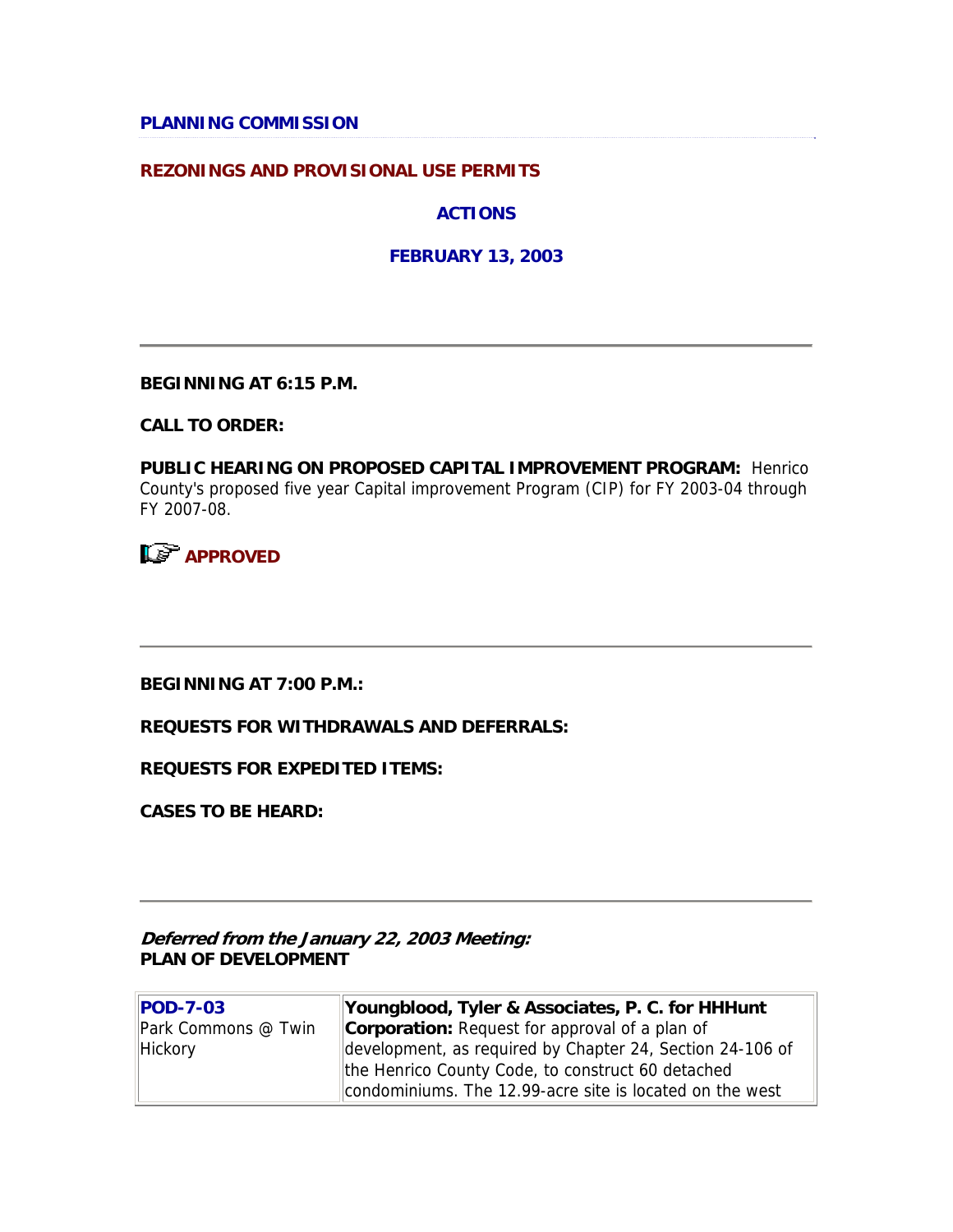## PLANNING COMMISSION

### REZONINGS AND PROVISIONAL USE PERMITS

### ACTIONS

### FEBRUARY 13, 2003

---

**BEGINNING AT 6:15 P.M.**

**CALL TO ORDER:**

**PUBLIC HEARING ON PROPOSED CAPITAL IMPROVEMENT PROGRAM:** Henrico County's proposed five year Capital improvement Program (CIP) for FY 2003-04 through FY 2007-08.

**APPROVED**

---

**BEGINNING AT 7:00 P.M.:**

**REQUESTS FOR WITHDRAWALS AND DEFERRALS:**

**REQUESTS FOR EXPEDITED ITEMS:**

**CASES TO BE HEARD:**

---

***Deferred from the January 22, 2003 Meeting:***
**PLAN OF DEVELOPMENT**

| | |
|---|---|
| **POD-7-03** Park Commons @ Twin Hickory | **Youngblood, Tyler & Associates, P. C. for HHHunt Corporation:** Request for approval of a plan of development, as required by Chapter 24, Section 24-106 of the Henrico County Code, to construct 60 detached condominiums. The 12.99-acre site is located on the west |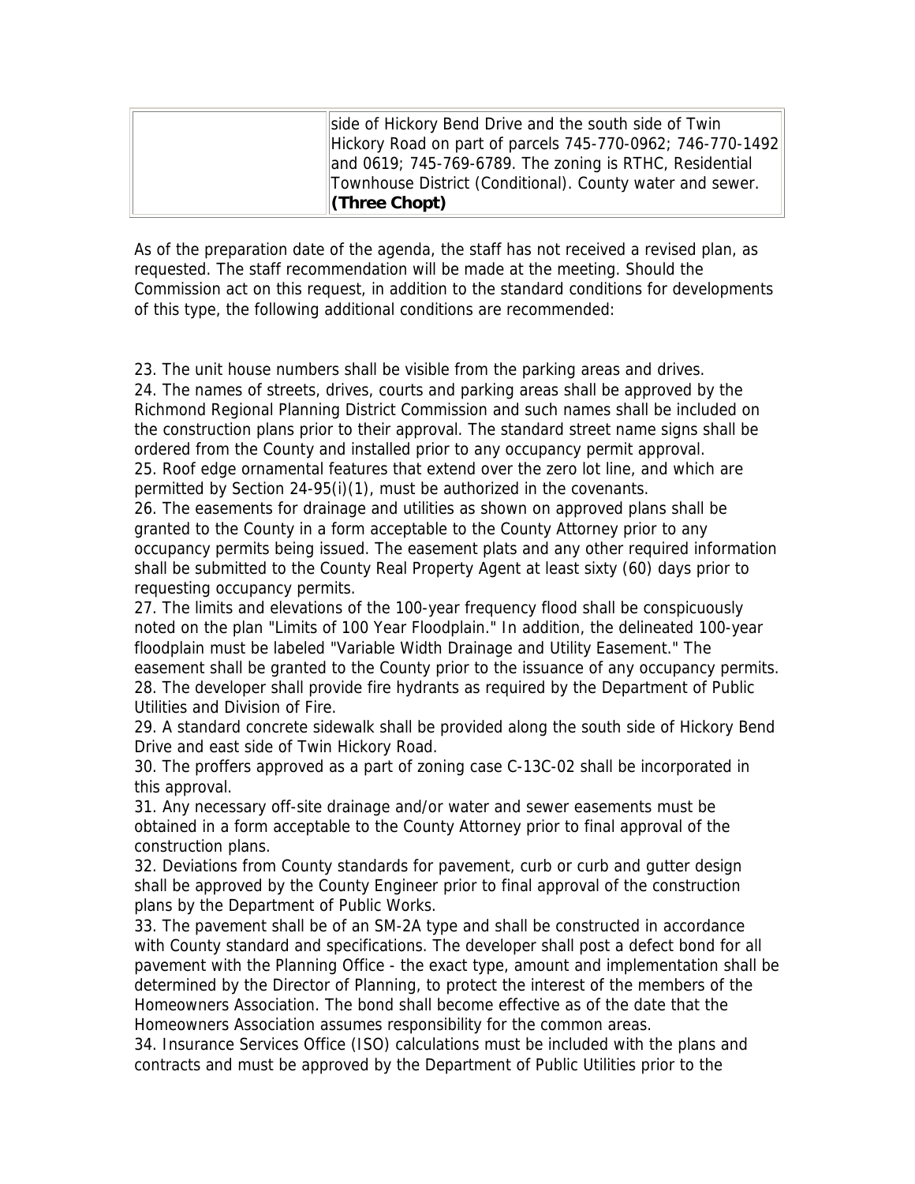| | |
|---|---|
| | side of Hickory Bend Drive and the south side of Twin Hickory Road on part of parcels 745-770-0962; 746-770-1492 and 0619; 745-769-6789. The zoning is RTHC, Residential Townhouse District (Conditional). County water and sewer. **(Three Chopt)** |

As of the preparation date of the agenda, the staff has not received a revised plan, as requested. The staff recommendation will be made at the meeting. Should the Commission act on this request, in addition to the standard conditions for developments of this type, the following additional conditions are recommended:

23. The unit house numbers shall be visible from the parking areas and drives.
24. The names of streets, drives, courts and parking areas shall be approved by the Richmond Regional Planning District Commission and such names shall be included on the construction plans prior to their approval. The standard street name signs shall be ordered from the County and installed prior to any occupancy permit approval.
25. Roof edge ornamental features that extend over the zero lot line, and which are permitted by Section 24-95(i)(1), must be authorized in the covenants.
26. The easements for drainage and utilities as shown on approved plans shall be granted to the County in a form acceptable to the County Attorney prior to any occupancy permits being issued. The easement plats and any other required information shall be submitted to the County Real Property Agent at least sixty (60) days prior to requesting occupancy permits.
27. The limits and elevations of the 100-year frequency flood shall be conspicuously noted on the plan "Limits of 100 Year Floodplain." In addition, the delineated 100-year floodplain must be labeled "Variable Width Drainage and Utility Easement." The easement shall be granted to the County prior to the issuance of any occupancy permits.
28. The developer shall provide fire hydrants as required by the Department of Public Utilities and Division of Fire.
29. A standard concrete sidewalk shall be provided along the south side of Hickory Bend Drive and east side of Twin Hickory Road.
30. The proffers approved as a part of zoning case C-13C-02 shall be incorporated in this approval.
31. Any necessary off-site drainage and/or water and sewer easements must be obtained in a form acceptable to the County Attorney prior to final approval of the construction plans.
32. Deviations from County standards for pavement, curb or curb and gutter design shall be approved by the County Engineer prior to final approval of the construction plans by the Department of Public Works.
33. The pavement shall be of an SM-2A type and shall be constructed in accordance with County standard and specifications. The developer shall post a defect bond for all pavement with the Planning Office - the exact type, amount and implementation shall be determined by the Director of Planning, to protect the interest of the members of the Homeowners Association. The bond shall become effective as of the date that the Homeowners Association assumes responsibility for the common areas.
34. Insurance Services Office (ISO) calculations must be included with the plans and contracts and must be approved by the Department of Public Utilities prior to the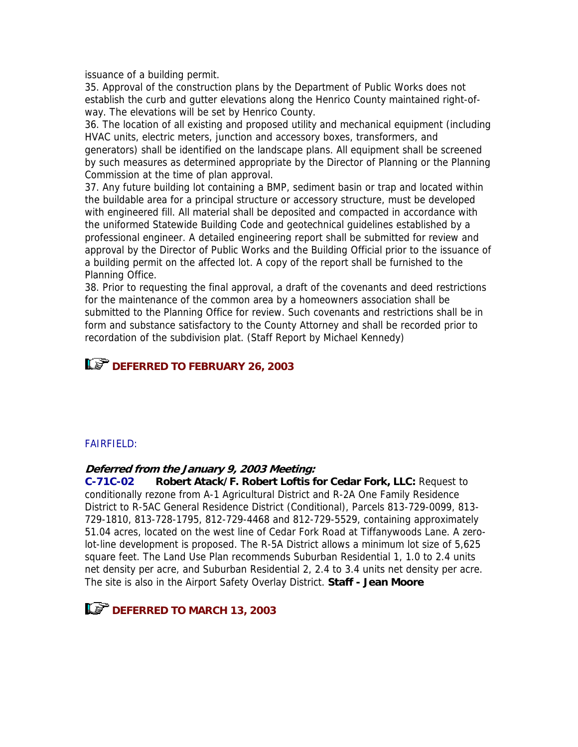issuance of a building permit.

35. Approval of the construction plans by the Department of Public Works does not establish the curb and gutter elevations along the Henrico County maintained right-of-way. The elevations will be set by Henrico County.

36. The location of all existing and proposed utility and mechanical equipment (including HVAC units, electric meters, junction and accessory boxes, transformers, and generators) shall be identified on the landscape plans. All equipment shall be screened by such measures as determined appropriate by the Director of Planning or the Planning Commission at the time of plan approval.

37. Any future building lot containing a BMP, sediment basin or trap and located within the buildable area for a principal structure or accessory structure, must be developed with engineered fill. All material shall be deposited and compacted in accordance with the uniformed Statewide Building Code and geotechnical guidelines established by a professional engineer. A detailed engineering report shall be submitted for review and approval by the Director of Public Works and the Building Official prior to the issuance of a building permit on the affected lot. A copy of the report shall be furnished to the Planning Office.

38. Prior to requesting the final approval, a draft of the covenants and deed restrictions for the maintenance of the common area by a homeowners association shall be submitted to the Planning Office for review. Such covenants and restrictions shall be in form and substance satisfactory to the County Attorney and shall be recorded prior to recordation of the subdivision plat. (Staff Report by Michael Kennedy)

**DEFERRED TO FEBRUARY 26, 2003**

FAIRFIELD:

***Deferred from the January 9, 2003 Meeting:***

**C-71C-02** **Robert Atack/F. Robert Loftis for Cedar Fork, LLC:** Request to conditionally rezone from A-1 Agricultural District and R-2A One Family Residence District to R-5AC General Residence District (Conditional), Parcels 813-729-0099, 813-729-1810, 813-728-1795, 812-729-4468 and 812-729-5529, containing approximately 51.04 acres, located on the west line of Cedar Fork Road at Tiffanywoods Lane. A zero-lot-line development is proposed. The R-5A District allows a minimum lot size of 5,625 square feet. The Land Use Plan recommends Suburban Residential 1, 1.0 to 2.4 units net density per acre, and Suburban Residential 2, 2.4 to 3.4 units net density per acre. The site is also in the Airport Safety Overlay District. **Staff - Jean Moore**

**DEFERRED TO MARCH 13, 2003**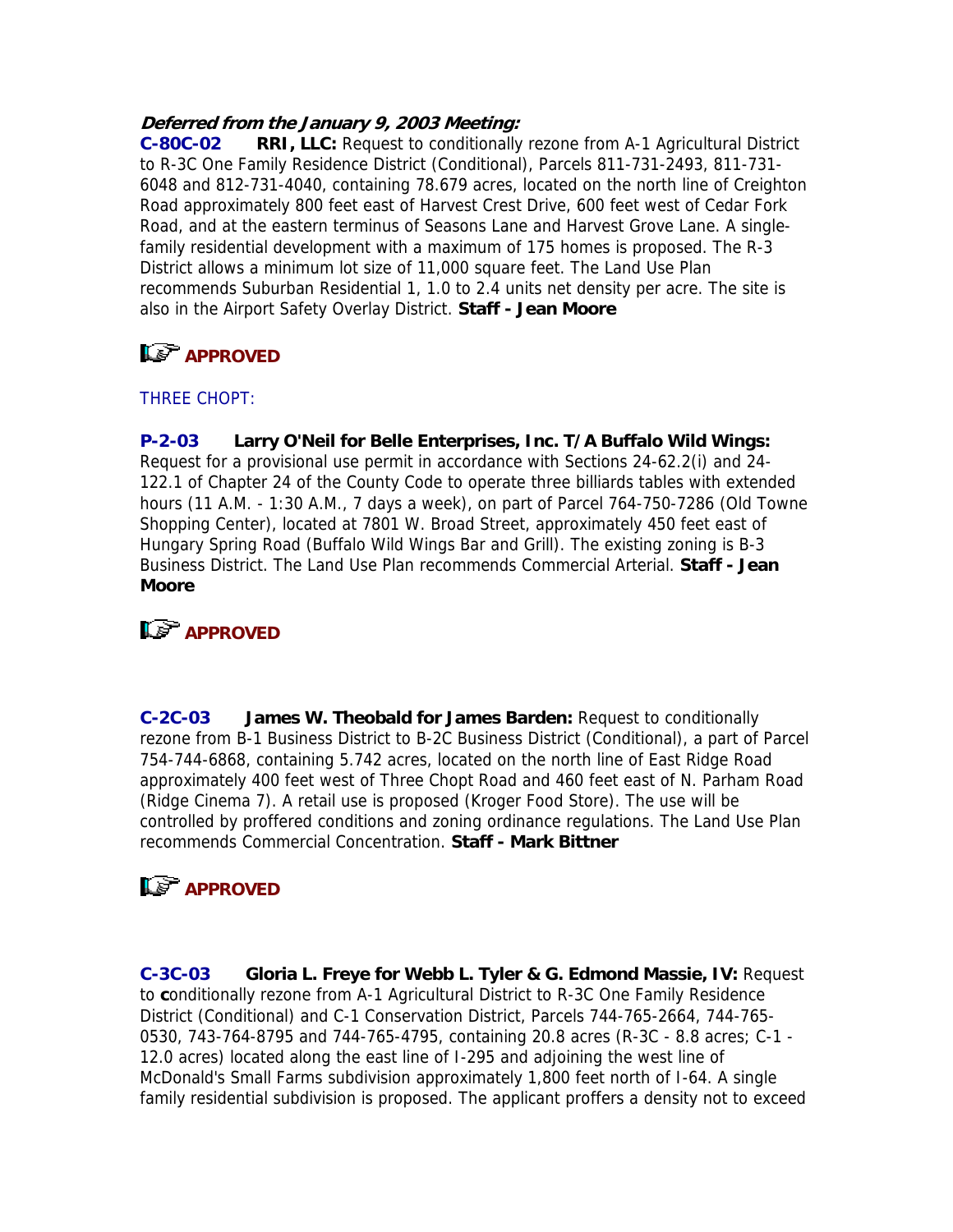***Deferred from the January 9, 2003 Meeting:***

**C-80C-02 RRI, LLC:** Request to conditionally rezone from A-1 Agricultural District to R-3C One Family Residence District (Conditional), Parcels 811-731-2493, 811-731-6048 and 812-731-4040, containing 78.679 acres, located on the north line of Creighton Road approximately 800 feet east of Harvest Crest Drive, 600 feet west of Cedar Fork Road, and at the eastern terminus of Seasons Lane and Harvest Grove Lane. A single-family residential development with a maximum of 175 homes is proposed. The R-3 District allows a minimum lot size of 11,000 square feet. The Land Use Plan recommends Suburban Residential 1, 1.0 to 2.4 units net density per acre. The site is also in the Airport Safety Overlay District. **Staff - Jean Moore**

**APPROVED**

THREE CHOPT:

**P-2-03 Larry O'Neil for Belle Enterprises, Inc. T/A Buffalo Wild Wings:** Request for a provisional use permit in accordance with Sections 24-62.2(i) and 24-122.1 of Chapter 24 of the County Code to operate three billiards tables with extended hours (11 A.M. - 1:30 A.M., 7 days a week), on part of Parcel 764-750-7286 (Old Towne Shopping Center), located at 7801 W. Broad Street, approximately 450 feet east of Hungary Spring Road (Buffalo Wild Wings Bar and Grill). The existing zoning is B-3 Business District. The Land Use Plan recommends Commercial Arterial. **Staff - Jean Moore**

**APPROVED**

**C-2C-03 James W. Theobald for James Barden:** Request to conditionally rezone from B-1 Business District to B-2C Business District (Conditional), a part of Parcel 754-744-6868, containing 5.742 acres, located on the north line of East Ridge Road approximately 400 feet west of Three Chopt Road and 460 feet east of N. Parham Road (Ridge Cinema 7). A retail use is proposed (Kroger Food Store). The use will be controlled by proffered conditions and zoning ordinance regulations. The Land Use Plan recommends Commercial Concentration. **Staff - Mark Bittner**

**APPROVED**

**C-3C-03 Gloria L. Freye for Webb L. Tyler & G. Edmond Massie, IV:** Request to **c**onditionally rezone from A-1 Agricultural District to R-3C One Family Residence District (Conditional) and C-1 Conservation District, Parcels 744-765-2664, 744-765-0530, 743-764-8795 and 744-765-4795, containing 20.8 acres (R-3C - 8.8 acres; C-1 - 12.0 acres) located along the east line of I-295 and adjoining the west line of McDonald's Small Farms subdivision approximately 1,800 feet north of I-64. A single family residential subdivision is proposed. The applicant proffers a density not to exceed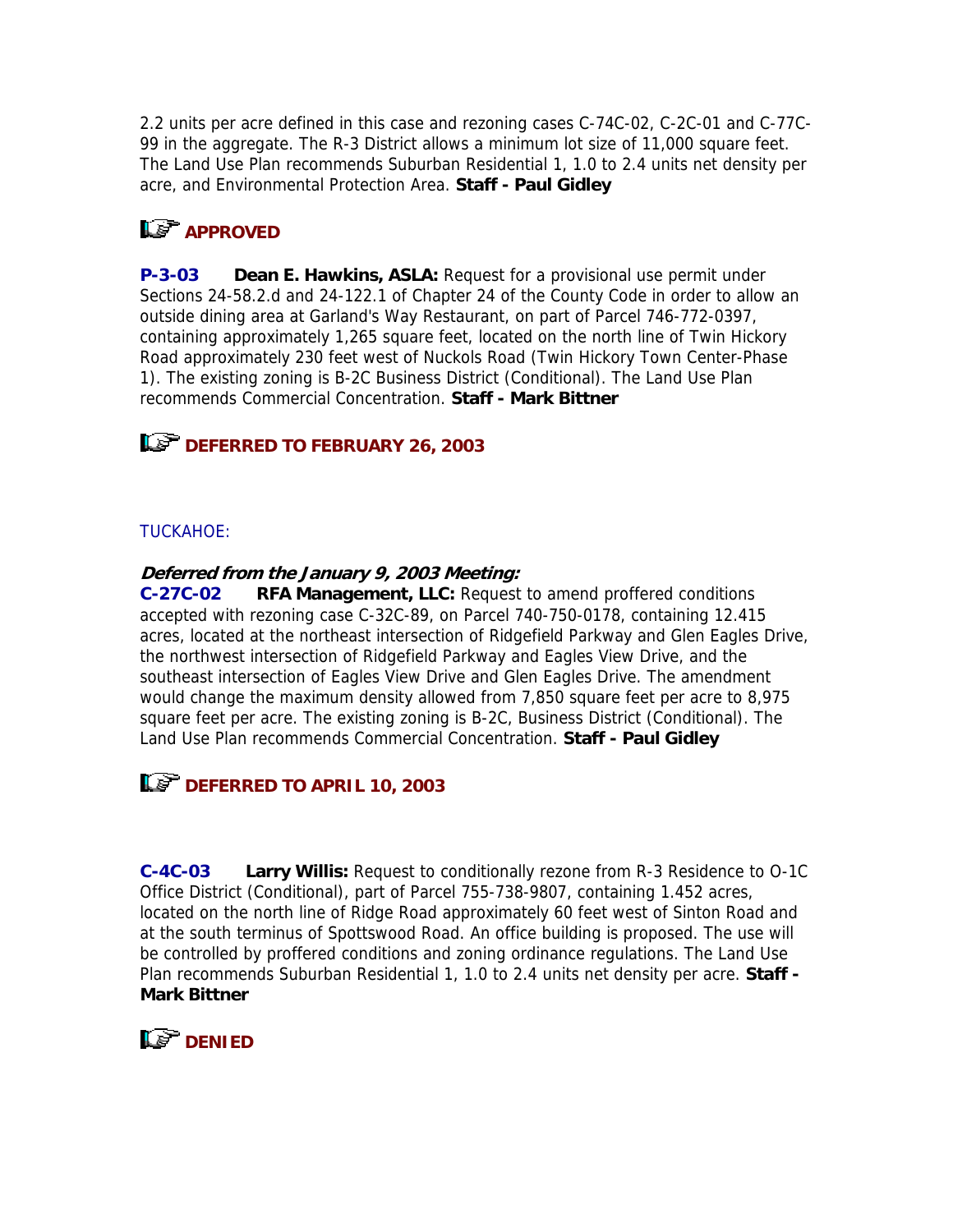2.2 units per acre defined in this case and rezoning cases C-74C-02, C-2C-01 and C-77C-99 in the aggregate. The R-3 District allows a minimum lot size of 11,000 square feet. The Land Use Plan recommends Suburban Residential 1, 1.0 to 2.4 units net density per acre, and Environmental Protection Area. **Staff - Paul Gidley**

**APPROVED**

**P-3-03** **Dean E. Hawkins, ASLA:** Request for a provisional use permit under Sections 24-58.2.d and 24-122.1 of Chapter 24 of the County Code in order to allow an outside dining area at Garland's Way Restaurant, on part of Parcel 746-772-0397, containing approximately 1,265 square feet, located on the north line of Twin Hickory Road approximately 230 feet west of Nuckols Road (Twin Hickory Town Center-Phase 1). The existing zoning is B-2C Business District (Conditional). The Land Use Plan recommends Commercial Concentration. **Staff - Mark Bittner**

**DEFERRED TO FEBRUARY 26, 2003**

TUCKAHOE:

***Deferred from the January 9, 2003 Meeting:***

**C-27C-02** **RFA Management, LLC:** Request to amend proffered conditions accepted with rezoning case C-32C-89, on Parcel 740-750-0178, containing 12.415 acres, located at the northeast intersection of Ridgefield Parkway and Glen Eagles Drive, the northwest intersection of Ridgefield Parkway and Eagles View Drive, and the southeast intersection of Eagles View Drive and Glen Eagles Drive. The amendment would change the maximum density allowed from 7,850 square feet per acre to 8,975 square feet per acre. The existing zoning is B-2C, Business District (Conditional). The Land Use Plan recommends Commercial Concentration. **Staff - Paul Gidley**

**DEFERRED TO APRIL 10, 2003**

**C-4C-03** **Larry Willis:** Request to conditionally rezone from R-3 Residence to O-1C Office District (Conditional), part of Parcel 755-738-9807, containing 1.452 acres, located on the north line of Ridge Road approximately 60 feet west of Sinton Road and at the south terminus of Spottswood Road. An office building is proposed. The use will be controlled by proffered conditions and zoning ordinance regulations. The Land Use Plan recommends Suburban Residential 1, 1.0 to 2.4 units net density per acre. **Staff - Mark Bittner**

**DENIED**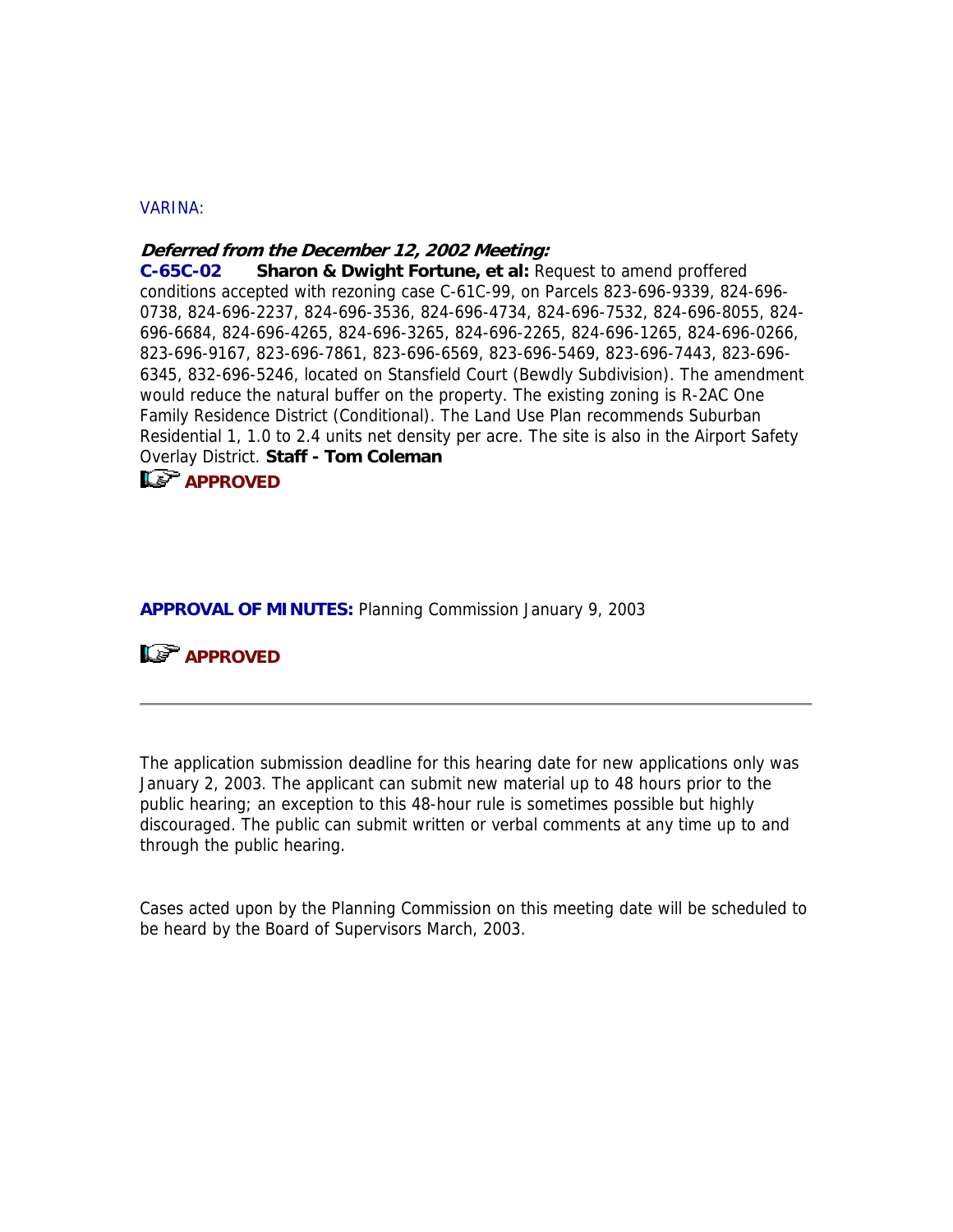VARINA:

***Deferred from the December 12, 2002 Meeting:***

**C-65C-02** **Sharon & Dwight Fortune, et al:** Request to amend proffered conditions accepted with rezoning case C-61C-99, on Parcels 823-696-9339, 824-696-0738, 824-696-2237, 824-696-3536, 824-696-4734, 824-696-7532, 824-696-8055, 824-696-6684, 824-696-4265, 824-696-3265, 824-696-2265, 824-696-1265, 824-696-0266, 823-696-9167, 823-696-7861, 823-696-6569, 823-696-5469, 823-696-7443, 823-696-6345, 832-696-5246, located on Stansfield Court (Bewdly Subdivision). The amendment would reduce the natural buffer on the property. The existing zoning is R-2AC One Family Residence District (Conditional). The Land Use Plan recommends Suburban Residential 1, 1.0 to 2.4 units net density per acre. The site is also in the Airport Safety Overlay District. **Staff - Tom Coleman**

**APPROVED**

**APPROVAL OF MINUTES:** Planning Commission January 9, 2003

**APPROVED**

---

The application submission deadline for this hearing date for new applications only was January 2, 2003. The applicant can submit new material up to 48 hours prior to the public hearing; an exception to this 48-hour rule is sometimes possible but highly discouraged. The public can submit written or verbal comments at any time up to and through the public hearing.

Cases acted upon by the Planning Commission on this meeting date will be scheduled to be heard by the Board of Supervisors March, 2003.